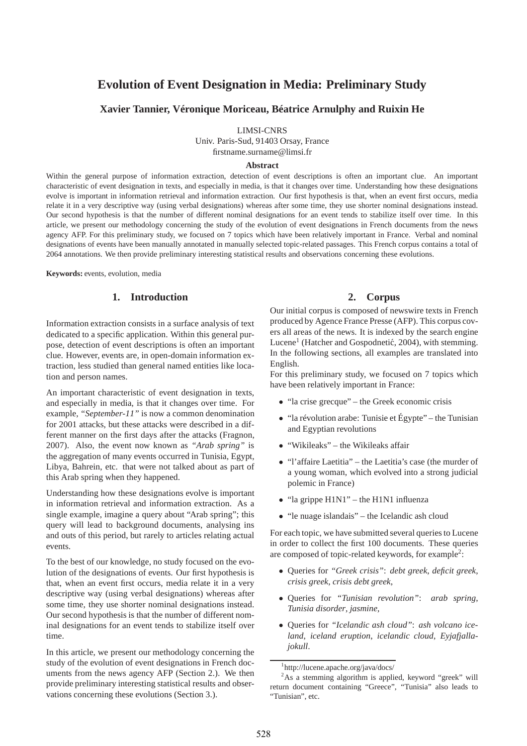# Evolution of Event Designation in Media: Preliminary Study

**Xavier Tannier, Véronique Moriceau, Béatrice Arnulphy and Ruixin He**

LIMSI-CNRS
Univ. Paris-Sud, 91403 Orsay, France
firstname.surname@limsi.fr

### Abstract

Within the general purpose of information extraction, detection of event descriptions is often an important clue. An important characteristic of event designation in texts, and especially in media, is that it changes over time. Understanding how these designations evolve is important in information retrieval and information extraction. Our first hypothesis is that, when an event first occurs, media relate it in a very descriptive way (using verbal designations) whereas after some time, they use shorter nominal designations instead. Our second hypothesis is that the number of different nominal designations for an event tends to stabilize itself over time. In this article, we present our methodology concerning the study of the evolution of event designations in French documents from the news agency AFP. For this preliminary study, we focused on 7 topics which have been relatively important in France. Verbal and nominal designations of events have been manually annotated in manually selected topic-related passages. This French corpus contains a total of 2064 annotations. We then provide preliminary interesting statistical results and observations concerning these evolutions.

**Keywords:** events, evolution, media

## 1. Introduction

Information extraction consists in a surface analysis of text dedicated to a specific application. Within this general purpose, detection of event descriptions is often an important clue. However, events are, in open-domain information extraction, less studied than general named entities like location and person names.

An important characteristic of event designation in texts, and especially in media, is that it changes over time. For example, *"September-11"* is now a common denomination for 2001 attacks, but these attacks were described in a different manner on the first days after the attacks (Fragnon, 2007). Also, the event now known as *"Arab spring"* is the aggregation of many events occurred in Tunisia, Egypt, Libya, Bahrein, etc. that were not talked about as part of this Arab spring when they happened.

Understanding how these designations evolve is important in information retrieval and information extraction. As a single example, imagine a query about "Arab spring"; this query will lead to background documents, analysing ins and outs of this period, but rarely to articles relating actual events.

To the best of our knowledge, no study focused on the evolution of the designations of events. Our first hypothesis is that, when an event first occurs, media relate it in a very descriptive way (using verbal designations) whereas after some time, they use shorter nominal designations instead. Our second hypothesis is that the number of different nominal designations for an event tends to stabilize itself over time.

In this article, we present our methodology concerning the study of the evolution of event designations in French documents from the news agency AFP (Section 2.). We then provide preliminary interesting statistical results and observations concerning these evolutions (Section 3.).

## 2. Corpus

Our initial corpus is composed of newswire texts in French produced by Agence France Presse (AFP). This corpus covers all areas of the news. It is indexed by the search engine Lucene[1] (Hatcher and Gospodnetić, 2004), with stemming. In the following sections, all examples are translated into English.

For this preliminary study, we focused on 7 topics which have been relatively important in France:

- "la crise grecque" – the Greek economic crisis
- "la révolution arabe: Tunisie et Égypte" – the Tunisian and Egyptian revolutions
- "Wikileaks" – the Wikileaks affair
- "l'affaire Laetitia" – the Laetitia's case (the murder of a young woman, which evolved into a strong judicial polemic in France)
- "la grippe H1N1" – the H1N1 influenza
- "le nuage islandais" – the Icelandic ash cloud

For each topic, we have submitted several queries to Lucene in order to collect the first 100 documents. These queries are composed of topic-related keywords, for example[2]:

- Queries for *"Greek crisis"*: *debt greek*, *deficit greek*, *crisis greek*, *crisis debt greek*,
- Queries for *"Tunisian revolution"*: *arab spring*, *Tunisia disorder*, *jasmine*,
- Queries for *"Icelandic ash cloud"*: *ash volcano iceland*, *iceland eruption*, *icelandic cloud*, *Eyjafjallajokull*.

[1] http://lucene.apache.org/java/docs/

[2] As a stemming algorithm is applied, keyword "greek" will return document containing "Greece", "Tunisia" also leads to "Tunisian", etc.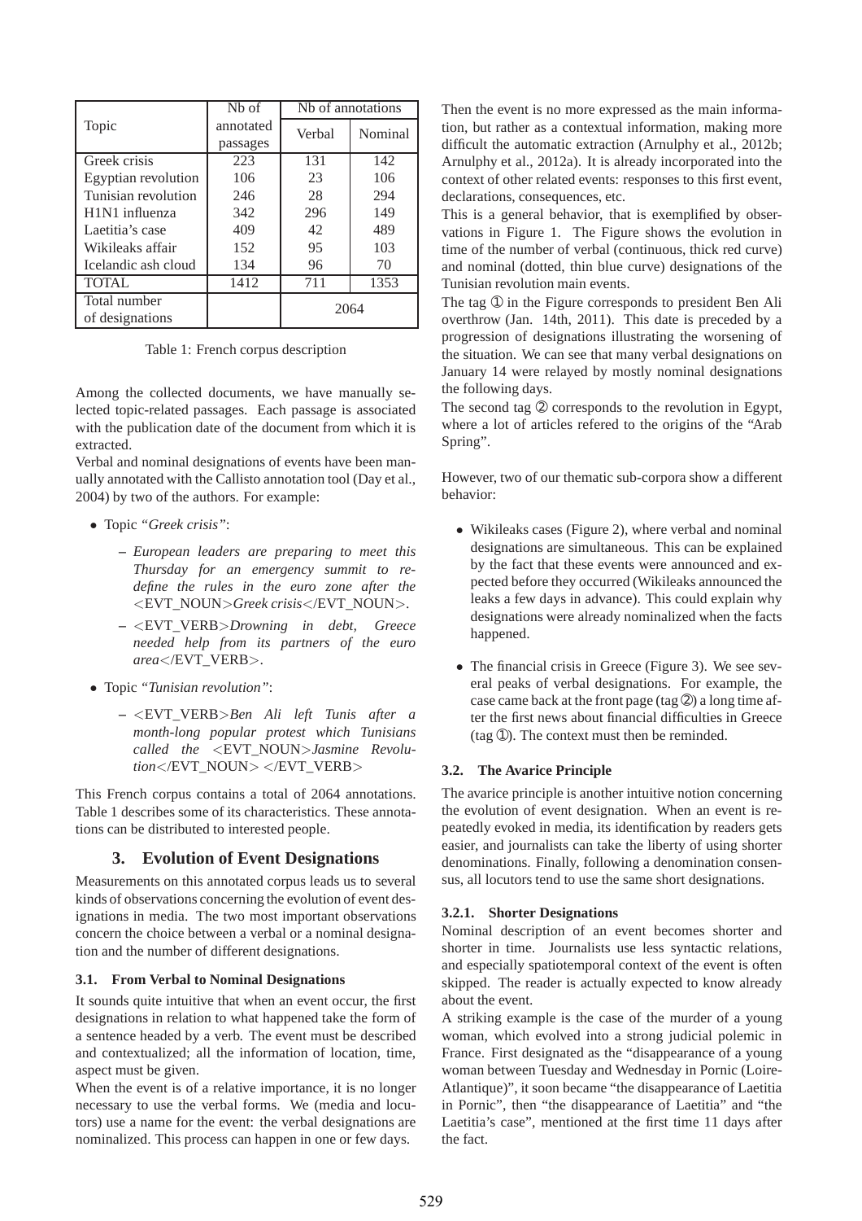| Topic | Nb of annotated passages | Nb of annotations | |
|---|---|---|---|
| | | Verbal | Nominal |
| Greek crisis | 223 | 131 | 142 |
| Egyptian revolution | 106 | 23 | 106 |
| Tunisian revolution | 246 | 28 | 294 |
| H1N1 influenza | 342 | 296 | 149 |
| Laetitia's case | 409 | 42 | 489 |
| Wikileaks affair | 152 | 95 | 103 |
| Icelandic ash cloud | 134 | 96 | 70 |
| TOTAL | 1412 | 711 | 1353 |
| Total number of designations | | 2064 | |

Table 1: French corpus description

Among the collected documents, we have manually selected topic-related passages. Each passage is associated with the publication date of the document from which it is extracted.

Verbal and nominal designations of events have been manually annotated with the Callisto annotation tool (Day et al., 2004) by two of the authors. For example:

- Topic *"Greek crisis"*:
  - *European leaders are preparing to meet this Thursday for an emergency summit to redefine the rules in the euro zone after the* <EVT_NOUN>*Greek crisis*</EVT_NOUN>.
  - <EVT_VERB>*Drowning in debt, Greece needed help from its partners of the euro area*</EVT_VERB>.
- Topic *"Tunisian revolution"*:
  - <EVT_VERB>*Ben Ali left Tunis after a month-long popular protest which Tunisians called the* <EVT_NOUN>*Jasmine Revolution*</EVT_NOUN> </EVT_VERB>

This French corpus contains a total of 2064 annotations. Table 1 describes some of its characteristics. These annotations can be distributed to interested people.

## 3. Evolution of Event Designations

Measurements on this annotated corpus leads us to several kinds of observations concerning the evolution of event designations in media. The two most important observations concern the choice between a verbal or a nominal designation and the number of different designations.

### 3.1. From Verbal to Nominal Designations

It sounds quite intuitive that when an event occur, the first designations in relation to what happened take the form of a sentence headed by a verb. The event must be described and contextualized; all the information of location, time, aspect must be given.

When the event is of a relative importance, it is no longer necessary to use the verbal forms. We (media and locutors) use a name for the event: the verbal designations are nominalized. This process can happen in one or few days.

Then the event is no more expressed as the main information, but rather as a contextual information, making more difficult the automatic extraction (Arnulphy et al., 2012b; Arnulphy et al., 2012a). It is already incorporated into the context of other related events: responses to this first event, declarations, consequences, etc.

This is a general behavior, that is exemplified by observations in Figure 1. The Figure shows the evolution in time of the number of verbal (continuous, thick red curve) and nominal (dotted, thin blue curve) designations of the Tunisian revolution main events.

The tag ① in the Figure corresponds to president Ben Ali overthrow (Jan. 14th, 2011). This date is preceded by a progression of designations illustrating the worsening of the situation. We can see that many verbal designations on January 14 were relayed by mostly nominal designations the following days.

The second tag ② corresponds to the revolution in Egypt, where a lot of articles refered to the origins of the "Arab Spring".

However, two of our thematic sub-corpora show a different behavior:

- Wikileaks cases (Figure 2), where verbal and nominal designations are simultaneous. This can be explained by the fact that these events were announced and expected before they occurred (Wikileaks announced the leaks a few days in advance). This could explain why designations were already nominalized when the facts happened.
- The financial crisis in Greece (Figure 3). We see several peaks of verbal designations. For example, the case came back at the front page (tag ②) a long time after the first news about financial difficulties in Greece (tag ①). The context must then be reminded.

### 3.2. The Avarice Principle

The avarice principle is another intuitive notion concerning the evolution of event designation. When an event is repeatedly evoked in media, its identification by readers gets easier, and journalists can take the liberty of using shorter denominations. Finally, following a denomination consensus, all locutors tend to use the same short designations.

#### 3.2.1. Shorter Designations

Nominal description of an event becomes shorter and shorter in time. Journalists use less syntactic relations, and especially spatiotemporal context of the event is often skipped. The reader is actually expected to know already about the event.

A striking example is the case of the murder of a young woman, which evolved into a strong judicial polemic in France. First designated as the "disappearance of a young woman between Tuesday and Wednesday in Pornic (Loire-Atlantique)", it soon became "the disappearance of Laetitia in Pornic", then "the disappearance of Laetitia" and "the Laetitia's case", mentioned at the first time 11 days after the fact.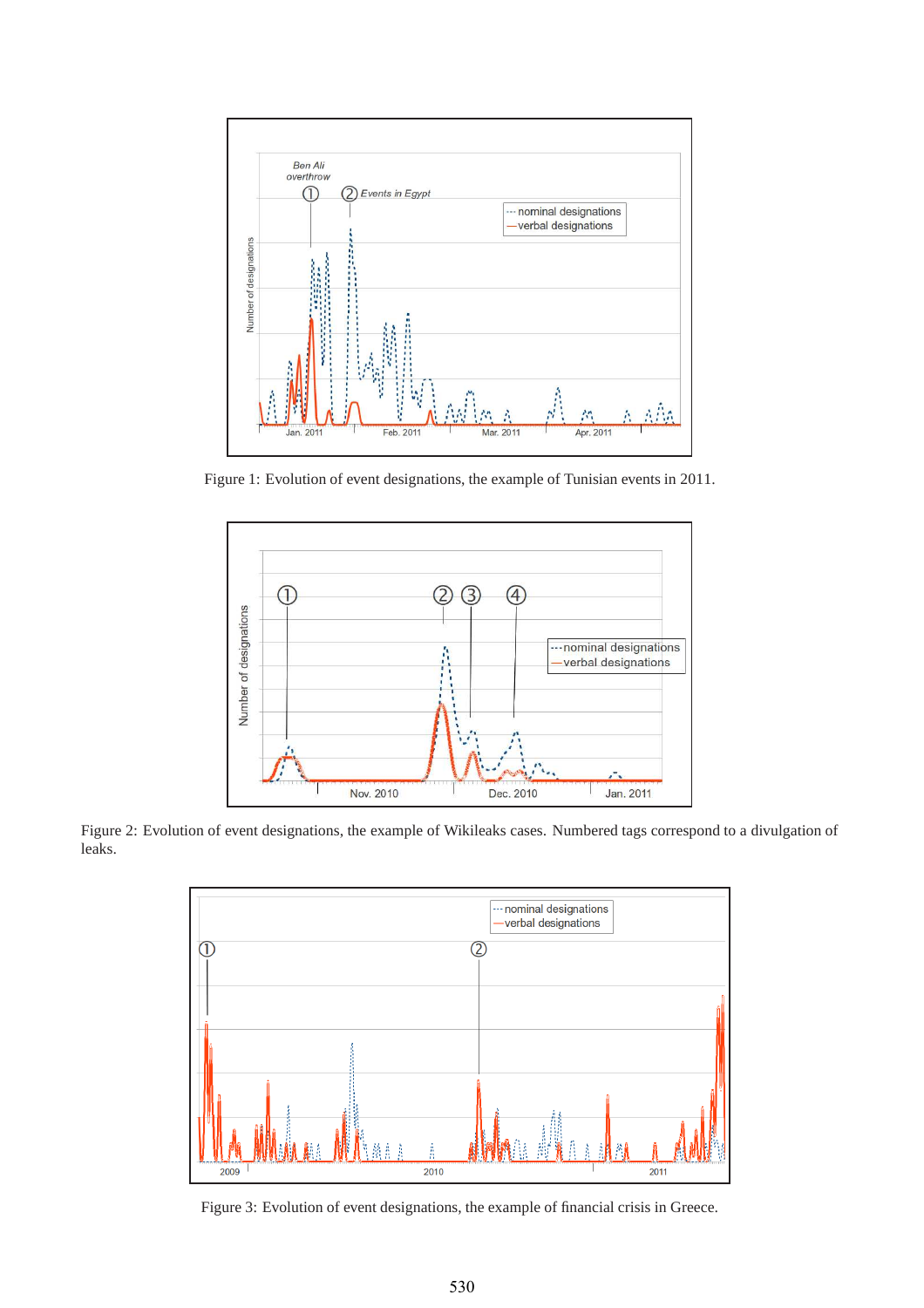Figure 1: Evolution of event designations, the example of Tunisian events in 2011.

Figure 2: Evolution of event designations, the example of Wikileaks cases. Numbered tags correspond to a divulgation of leaks.

Figure 3: Evolution of event designations, the example of financial crisis in Greece.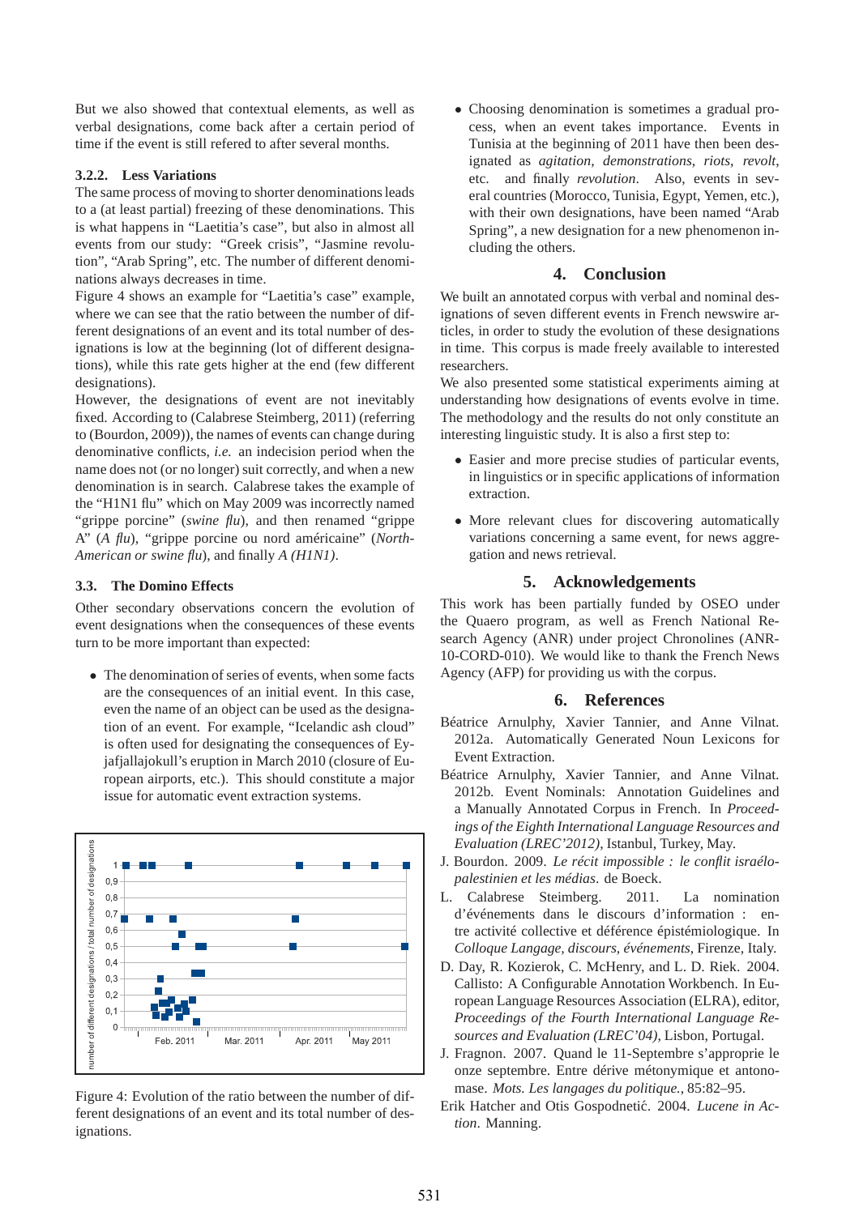But we also showed that contextual elements, as well as verbal designations, come back after a certain period of time if the event is still refered to after several months.

#### 3.2.2. Less Variations

The same process of moving to shorter denominations leads to a (at least partial) freezing of these denominations. This is what happens in "Laetitia's case", but also in almost all events from our study: "Greek crisis", "Jasmine revolution", "Arab Spring", etc. The number of different denominations always decreases in time.

Figure 4 shows an example for "Laetitia's case" example, where we can see that the ratio between the number of different designations of an event and its total number of designations is low at the beginning (lot of different designations), while this rate gets higher at the end (few different designations).

However, the designations of event are not inevitably fixed. According to (Calabrese Steimberg, 2011) (referring to (Bourdon, 2009)), the names of events can change during denominative conflicts, *i.e.* an indecision period when the name does not (or no longer) suit correctly, and when a new denomination is in search. Calabrese takes the example of the "H1N1 flu" which on May 2009 was incorrectly named "grippe porcine" (*swine flu*), and then renamed "grippe A" (*A flu*), "grippe porcine ou nord américaine" (*North-American or swine flu*), and finally *A (H1N1)*.

### 3.3. The Domino Effects

Other secondary observations concern the evolution of event designations when the consequences of these events turn to be more important than expected:

- The denomination of series of events, when some facts are the consequences of an initial event. In this case, even the name of an object can be used as the designation of an event. For example, "Icelandic ash cloud" is often used for designating the consequences of Eyjafjallajokull's eruption in March 2010 (closure of European airports, etc.). This should constitute a major issue for automatic event extraction systems.

number of different designations / total number of designations

1
0,9
0,8
0,7
0,6
0,5
0,4
0,3
0,2
0,1
0

Feb. 2011
Mar. 2011
Apr. 2011
May 2011

Figure 4: Evolution of the ratio between the number of different designations of an event and its total number of designations.

- Choosing denomination is sometimes a gradual process, when an event takes importance. Events in Tunisia at the beginning of 2011 have then been designated as *agitation*, *demonstrations*, *riots*, *revolt*, etc. and finally *revolution*. Also, events in several countries (Morocco, Tunisia, Egypt, Yemen, etc.), with their own designations, have been named "Arab Spring", a new designation for a new phenomenon including the others.

## 4. Conclusion

We built an annotated corpus with verbal and nominal designations of seven different events in French newswire articles, in order to study the evolution of these designations in time. This corpus is made freely available to interested researchers.

We also presented some statistical experiments aiming at understanding how designations of events evolve in time. The methodology and the results do not only constitute an interesting linguistic study. It is also a first step to:

- Easier and more precise studies of particular events, in linguistics or in specific applications of information extraction.
- More relevant clues for discovering automatically variations concerning a same event, for news aggregation and news retrieval.

## 5. Acknowledgements

This work has been partially funded by OSEO under the Quaero program, as well as French National Research Agency (ANR) under project Chronolines (ANR-10-CORD-010). We would like to thank the French News Agency (AFP) for providing us with the corpus.

## 6. References

Béatrice Arnulphy, Xavier Tannier, and Anne Vilnat. 2012a. Automatically Generated Noun Lexicons for Event Extraction.

Béatrice Arnulphy, Xavier Tannier, and Anne Vilnat. 2012b. Event Nominals: Annotation Guidelines and a Manually Annotated Corpus in French. In *Proceedings of the Eighth International Language Resources and Evaluation (LREC'2012)*, Istanbul, Turkey, May.

J. Bourdon. 2009. *Le récit impossible : le conflit israélo-palestinien et les médias*. de Boeck.

L. Calabrese Steimberg. 2011. La nomination d'événements dans le discours d'information : entre activité collective et déférence épistémiologique. In *Colloque Langage, discours, événements*, Firenze, Italy.

D. Day, R. Kozierok, C. McHenry, and L. D. Riek. 2004. Callisto: A Configurable Annotation Workbench. In European Language Resources Association (ELRA), editor, *Proceedings of the Fourth International Language Resources and Evaluation (LREC'04)*, Lisbon, Portugal.

J. Fragnon. 2007. Quand le 11-Septembre s'approprie le onze septembre. Entre dérive métonymique et antonomase. *Mots. Les langages du politique.*, 85:82–95.

Erik Hatcher and Otis Gospodnetić. 2004. *Lucene in Action*. Manning.